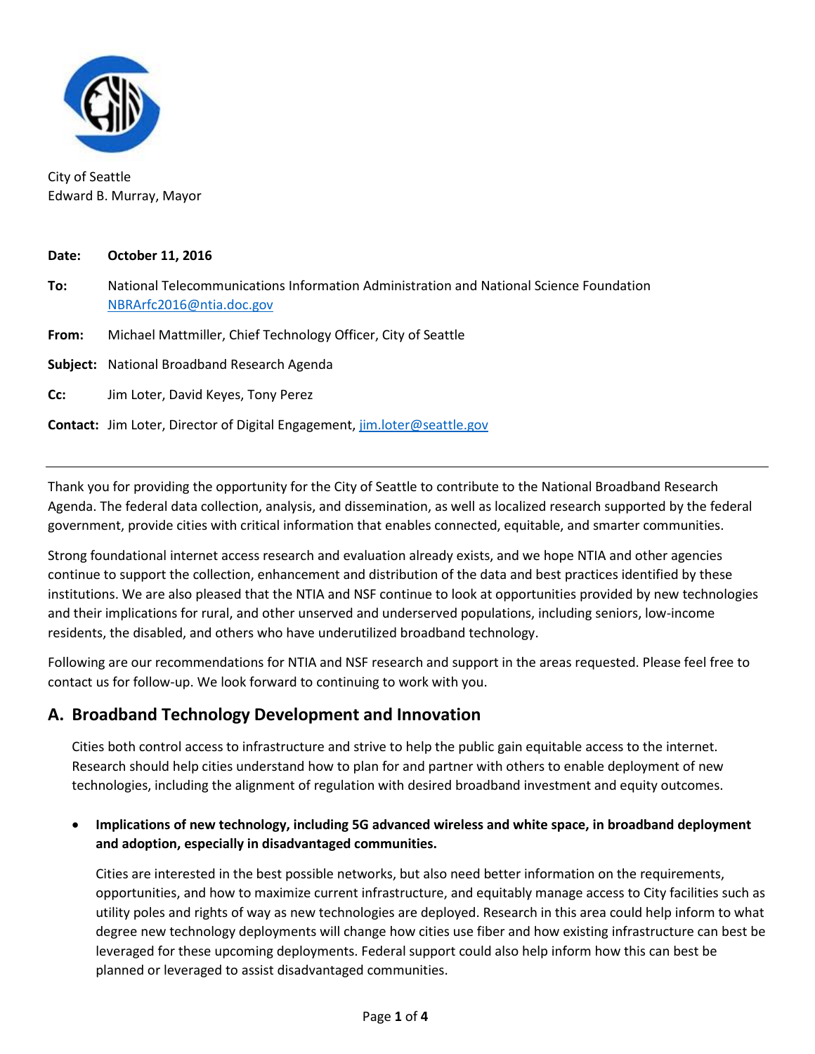City of Seattle
Edward B. Murray, Mayor

**Date:** **October 11, 2016**

**To:** National Telecommunications Information Administration and National Science Foundation
NBRArfc2016@ntia.doc.gov

**From:** Michael Mattmiller, Chief Technology Officer, City of Seattle

**Subject:** National Broadband Research Agenda

**Cc:** Jim Loter, David Keyes, Tony Perez

**Contact:** Jim Loter, Director of Digital Engagement, jim.loter@seattle.gov

---

Thank you for providing the opportunity for the City of Seattle to contribute to the National Broadband Research Agenda. The federal data collection, analysis, and dissemination, as well as localized research supported by the federal government, provide cities with critical information that enables connected, equitable, and smarter communities.

Strong foundational internet access research and evaluation already exists, and we hope NTIA and other agencies continue to support the collection, enhancement and distribution of the data and best practices identified by these institutions. We are also pleased that the NTIA and NSF continue to look at opportunities provided by new technologies and their implications for rural, and other unserved and underserved populations, including seniors, low-income residents, the disabled, and others who have underutilized broadband technology.

Following are our recommendations for NTIA and NSF research and support in the areas requested. Please feel free to contact us for follow-up. We look forward to continuing to work with you.

## A. Broadband Technology Development and Innovation

Cities both control access to infrastructure and strive to help the public gain equitable access to the internet. Research should help cities understand how to plan for and partner with others to enable deployment of new technologies, including the alignment of regulation with desired broadband investment and equity outcomes.

- **Implications of new technology, including 5G advanced wireless and white space, in broadband deployment and adoption, especially in disadvantaged communities.**

  Cities are interested in the best possible networks, but also need better information on the requirements, opportunities, and how to maximize current infrastructure, and equitably manage access to City facilities such as utility poles and rights of way as new technologies are deployed. Research in this area could help inform to what degree new technology deployments will change how cities use fiber and how existing infrastructure can best be leveraged for these upcoming deployments. Federal support could also help inform how this can best be planned or leveraged to assist disadvantaged communities.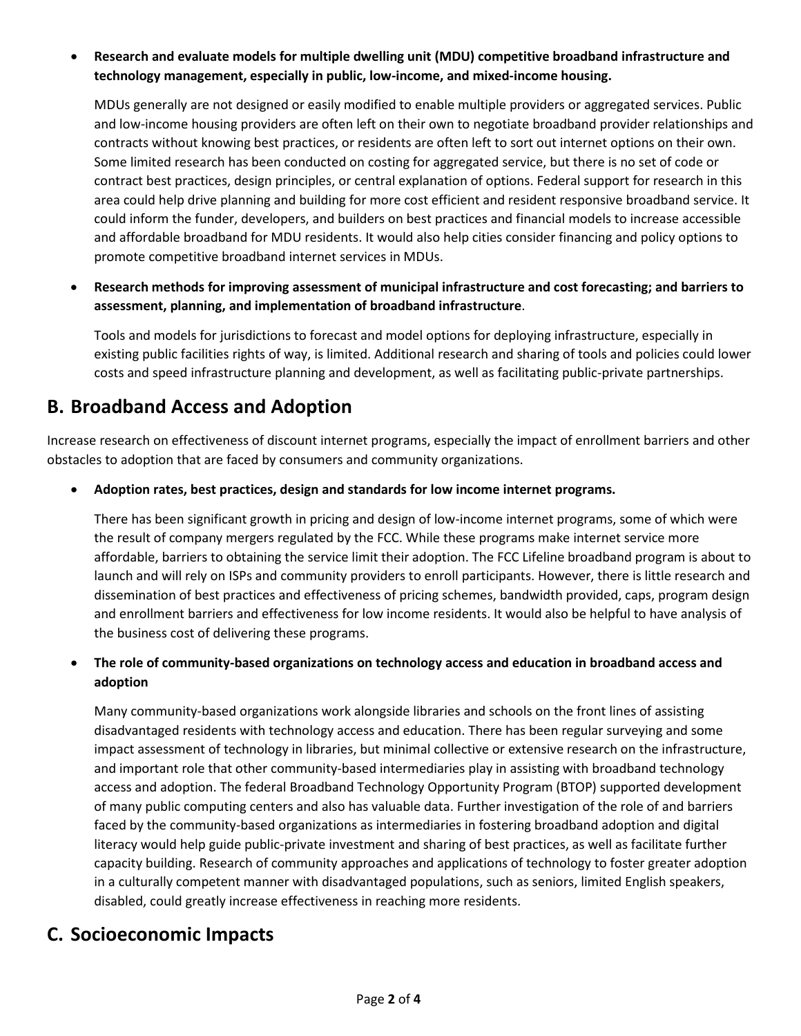- **Research and evaluate models for multiple dwelling unit (MDU) competitive broadband infrastructure and technology management, especially in public, low-income, and mixed-income housing.**

  MDUs generally are not designed or easily modified to enable multiple providers or aggregated services. Public and low-income housing providers are often left on their own to negotiate broadband provider relationships and contracts without knowing best practices, or residents are often left to sort out internet options on their own. Some limited research has been conducted on costing for aggregated service, but there is no set of code or contract best practices, design principles, or central explanation of options. Federal support for research in this area could help drive planning and building for more cost efficient and resident responsive broadband service. It could inform the funder, developers, and builders on best practices and financial models to increase accessible and affordable broadband for MDU residents. It would also help cities consider financing and policy options to promote competitive broadband internet services in MDUs.

- **Research methods for improving assessment of municipal infrastructure and cost forecasting; and barriers to assessment, planning, and implementation of broadband infrastructure**.

  Tools and models for jurisdictions to forecast and model options for deploying infrastructure, especially in existing public facilities rights of way, is limited. Additional research and sharing of tools and policies could lower costs and speed infrastructure planning and development, as well as facilitating public-private partnerships.

## B. Broadband Access and Adoption

Increase research on effectiveness of discount internet programs, especially the impact of enrollment barriers and other obstacles to adoption that are faced by consumers and community organizations.

- **Adoption rates, best practices, design and standards for low income internet programs.**

  There has been significant growth in pricing and design of low-income internet programs, some of which were the result of company mergers regulated by the FCC. While these programs make internet service more affordable, barriers to obtaining the service limit their adoption. The FCC Lifeline broadband program is about to launch and will rely on ISPs and community providers to enroll participants. However, there is little research and dissemination of best practices and effectiveness of pricing schemes, bandwidth provided, caps, program design and enrollment barriers and effectiveness for low income residents. It would also be helpful to have analysis of the business cost of delivering these programs.

- **The role of community-based organizations on technology access and education in broadband access and adoption**

  Many community-based organizations work alongside libraries and schools on the front lines of assisting disadvantaged residents with technology access and education. There has been regular surveying and some impact assessment of technology in libraries, but minimal collective or extensive research on the infrastructure, and important role that other community-based intermediaries play in assisting with broadband technology access and adoption. The federal Broadband Technology Opportunity Program (BTOP) supported development of many public computing centers and also has valuable data. Further investigation of the role of and barriers faced by the community-based organizations as intermediaries in fostering broadband adoption and digital literacy would help guide public-private investment and sharing of best practices, as well as facilitate further capacity building. Research of community approaches and applications of technology to foster greater adoption in a culturally competent manner with disadvantaged populations, such as seniors, limited English speakers, disabled, could greatly increase effectiveness in reaching more residents.

## C. Socioeconomic Impacts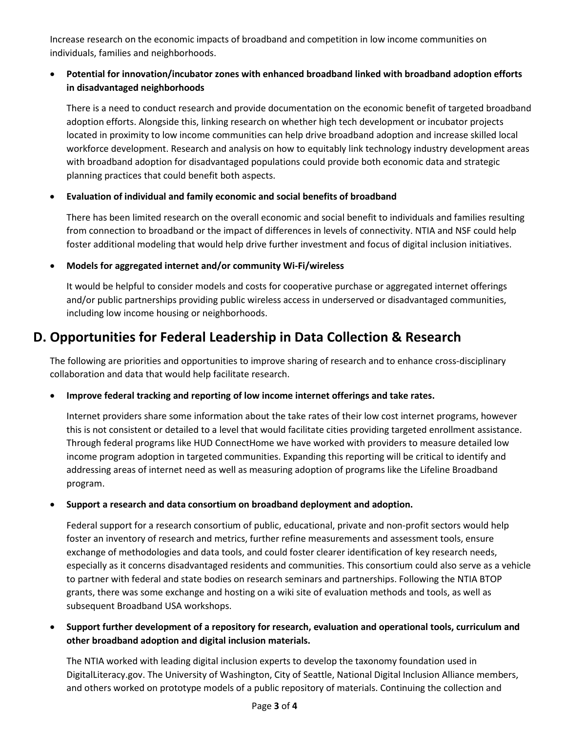Increase research on the economic impacts of broadband and competition in low income communities on individuals, families and neighborhoods.

- **Potential for innovation/incubator zones with enhanced broadband linked with broadband adoption efforts in disadvantaged neighborhoods**

  There is a need to conduct research and provide documentation on the economic benefit of targeted broadband adoption efforts. Alongside this, linking research on whether high tech development or incubator projects located in proximity to low income communities can help drive broadband adoption and increase skilled local workforce development. Research and analysis on how to equitably link technology industry development areas with broadband adoption for disadvantaged populations could provide both economic data and strategic planning practices that could benefit both aspects.

- **Evaluation of individual and family economic and social benefits of broadband**

  There has been limited research on the overall economic and social benefit to individuals and families resulting from connection to broadband or the impact of differences in levels of connectivity. NTIA and NSF could help foster additional modeling that would help drive further investment and focus of digital inclusion initiatives.

- **Models for aggregated internet and/or community Wi-Fi/wireless**

  It would be helpful to consider models and costs for cooperative purchase or aggregated internet offerings and/or public partnerships providing public wireless access in underserved or disadvantaged communities, including low income housing or neighborhoods.

## D. Opportunities for Federal Leadership in Data Collection & Research

The following are priorities and opportunities to improve sharing of research and to enhance cross-disciplinary collaboration and data that would help facilitate research.

- **Improve federal tracking and reporting of low income internet offerings and take rates.**

  Internet providers share some information about the take rates of their low cost internet programs, however this is not consistent or detailed to a level that would facilitate cities providing targeted enrollment assistance. Through federal programs like HUD ConnectHome we have worked with providers to measure detailed low income program adoption in targeted communities. Expanding this reporting will be critical to identify and addressing areas of internet need as well as measuring adoption of programs like the Lifeline Broadband program.

- **Support a research and data consortium on broadband deployment and adoption.**

  Federal support for a research consortium of public, educational, private and non-profit sectors would help foster an inventory of research and metrics, further refine measurements and assessment tools, ensure exchange of methodologies and data tools, and could foster clearer identification of key research needs, especially as it concerns disadvantaged residents and communities. This consortium could also serve as a vehicle to partner with federal and state bodies on research seminars and partnerships. Following the NTIA BTOP grants, there was some exchange and hosting on a wiki site of evaluation methods and tools, as well as subsequent Broadband USA workshops.

- **Support further development of a repository for research, evaluation and operational tools, curriculum and other broadband adoption and digital inclusion materials.**

  The NTIA worked with leading digital inclusion experts to develop the taxonomy foundation used in DigitalLiteracy.gov. The University of Washington, City of Seattle, National Digital Inclusion Alliance members, and others worked on prototype models of a public repository of materials. Continuing the collection and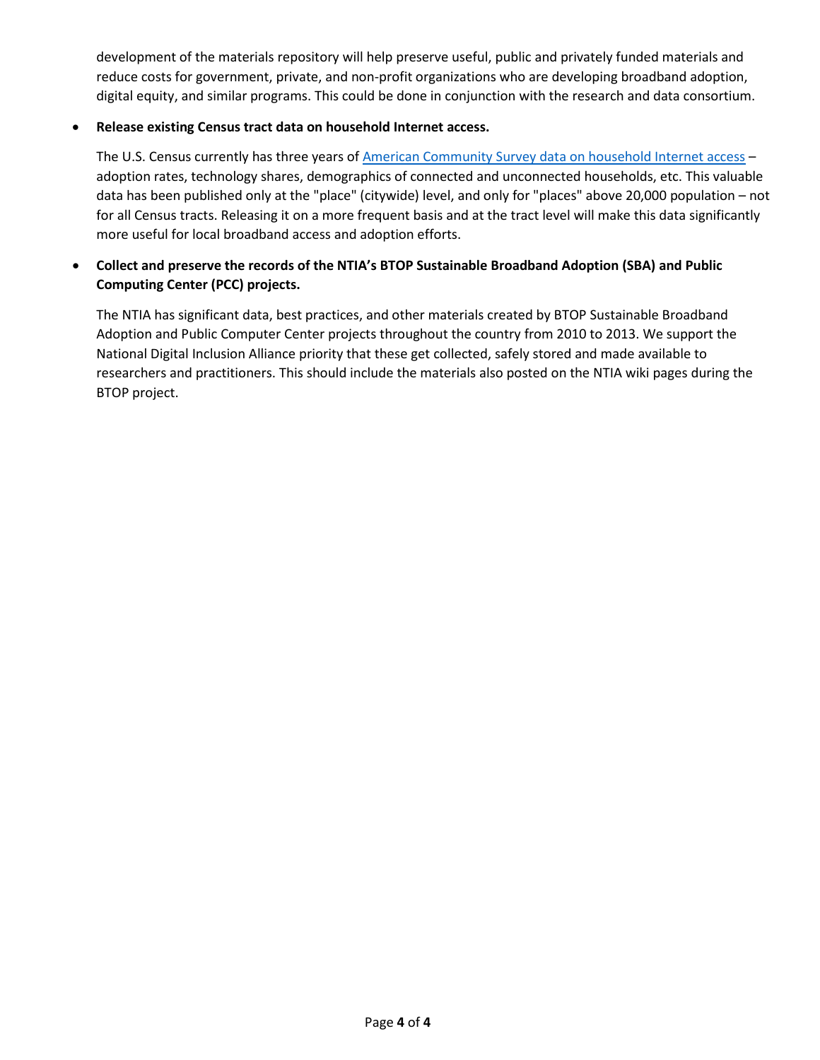development of the materials repository will help preserve useful, public and privately funded materials and reduce costs for government, private, and non-profit organizations who are developing broadband adoption, digital equity, and similar programs. This could be done in conjunction with the research and data consortium.

- **Release existing Census tract data on household Internet access.**

  The U.S. Census currently has three years of American Community Survey data on household Internet access – adoption rates, technology shares, demographics of connected and unconnected households, etc. This valuable data has been published only at the "place" (citywide) level, and only for "places" above 20,000 population – not for all Census tracts. Releasing it on a more frequent basis and at the tract level will make this data significantly more useful for local broadband access and adoption efforts.

- **Collect and preserve the records of the NTIA's BTOP Sustainable Broadband Adoption (SBA) and Public Computing Center (PCC) projects.**

  The NTIA has significant data, best practices, and other materials created by BTOP Sustainable Broadband Adoption and Public Computer Center projects throughout the country from 2010 to 2013. We support the National Digital Inclusion Alliance priority that these get collected, safely stored and made available to researchers and practitioners. This should include the materials also posted on the NTIA wiki pages during the BTOP project.